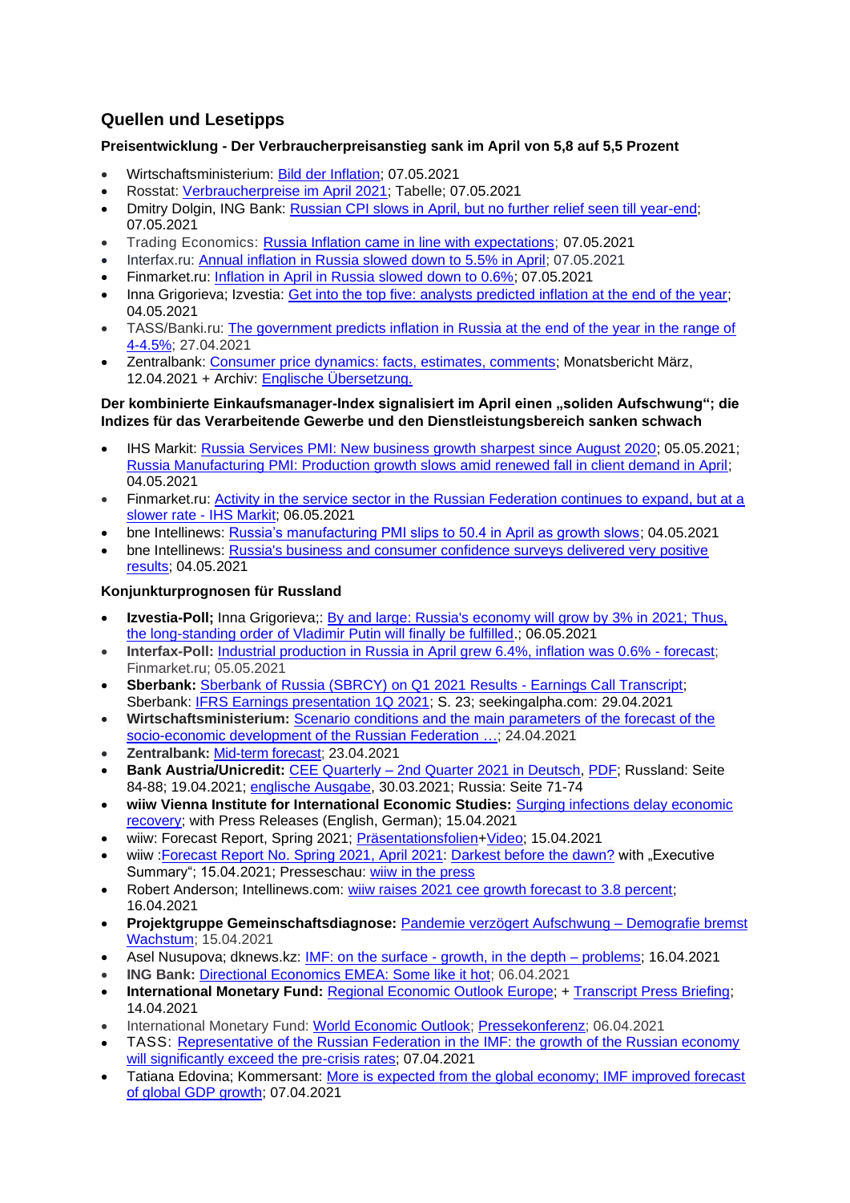## Quellen und Lesetipps

### Preisentwicklung - Der Verbraucherpreisanstieg sank im April von 5,8 auf 5,5 Prozent

- Wirtschaftsministerium: Bild der Inflation; 07.05.2021
- Rosstat: Verbraucherpreise im April 2021; Tabelle; 07.05.2021
- Dmitry Dolgin, ING Bank: Russian CPI slows in April, but no further relief seen till year-end; 07.05.2021
- Trading Economics: Russia Inflation came in line with expectations; 07.05.2021
- Interfax.ru: Annual inflation in Russia slowed down to 5.5% in April; 07.05.2021
- Finmarket.ru: Inflation in April in Russia slowed down to 0.6%; 07.05.2021
- Inna Grigorieva; Izvestia: Get into the top five: analysts predicted inflation at the end of the year; 04.05.2021
- TASS/Banki.ru: The government predicts inflation in Russia at the end of the year in the range of 4-4.5%; 27.04.2021
- Zentralbank: Consumer price dynamics: facts, estimates, comments; Monatsbericht März, 12.04.2021 + Archiv: Englische Übersetzung.

### Der kombinierte Einkaufsmanager-Index signalisiert im April einen „soliden Aufschwung"; die Indizes für das Verarbeitende Gewerbe und den Dienstleistungsbereich sanken schwach

- IHS Markit: Russia Services PMI: New business growth sharpest since August 2020; 05.05.2021; Russia Manufacturing PMI: Production growth slows amid renewed fall in client demand in April; 04.05.2021
- Finmarket.ru: Activity in the service sector in the Russian Federation continues to expand, but at a slower rate - IHS Markit; 06.05.2021
- bne Intellinews: Russia's manufacturing PMI slips to 50.4 in April as growth slows; 04.05.2021
- bne Intellinews: Russia's business and consumer confidence surveys delivered very positive results; 04.05.2021

### Konjunkturprognosen für Russland

- **Izvestia-Poll;** Inna Grigorieva;: By and large: Russia's economy will grow by 3% in 2021; Thus, the long-standing order of Vladimir Putin will finally be fulfilled.; 06.05.2021
- **Interfax-Poll:** Industrial production in Russia in April grew 6.4%, inflation was 0.6% - forecast; Finmarket.ru; 05.05.2021
- **Sberbank:** Sberbank of Russia (SBRCY) on Q1 2021 Results - Earnings Call Transcript; Sberbank: IFRS Earnings presentation 1Q 2021; S. 23; seekingalpha.com: 29.04.2021
- **Wirtschaftsministerium:** Scenario conditions and the main parameters of the forecast of the socio-economic development of the Russian Federation …; 24.04.2021
- **Zentralbank:** Mid-term forecast; 23.04.2021
- **Bank Austria/Unicredit:** CEE Quarterly – 2nd Quarter 2021 in Deutsch, PDF; Russland: Seite 84-88; 19.04.2021; englische Ausgabe, 30.03.2021; Russia: Seite 71-74
- **wiiw Vienna Institute for International Economic Studies:** Surging infections delay economic recovery; with Press Releases (English, German); 15.04.2021
- wiiw: Forecast Report, Spring 2021; Präsentationsfolien+Video; 15.04.2021
- wiiw :Forecast Report No. Spring 2021, April 2021: Darkest before the dawn? with „Executive Summary"; 15.04.2021; Presseschau: wiiw in the press
- Robert Anderson; Intellinews.com: wiiw raises 2021 cee growth forecast to 3.8 percent; 16.04.2021
- **Projektgruppe Gemeinschaftsdiagnose:** Pandemie verzögert Aufschwung – Demografie bremst Wachstum; 15.04.2021
- Asel Nusupova; dknews.kz: IMF: on the surface - growth, in the depth – problems; 16.04.2021
- **ING Bank:** Directional Economics EMEA: Some like it hot; 06.04.2021
- **International Monetary Fund:** Regional Economic Outlook Europe; + Transcript Press Briefing; 14.04.2021
- International Monetary Fund: World Economic Outlook; Pressekonferenz; 06.04.2021
- TASS: Representative of the Russian Federation in the IMF: the growth of the Russian economy will significantly exceed the pre-crisis rates; 07.04.2021
- Tatiana Edovina; Kommersant: More is expected from the global economy; IMF improved forecast of global GDP growth; 07.04.2021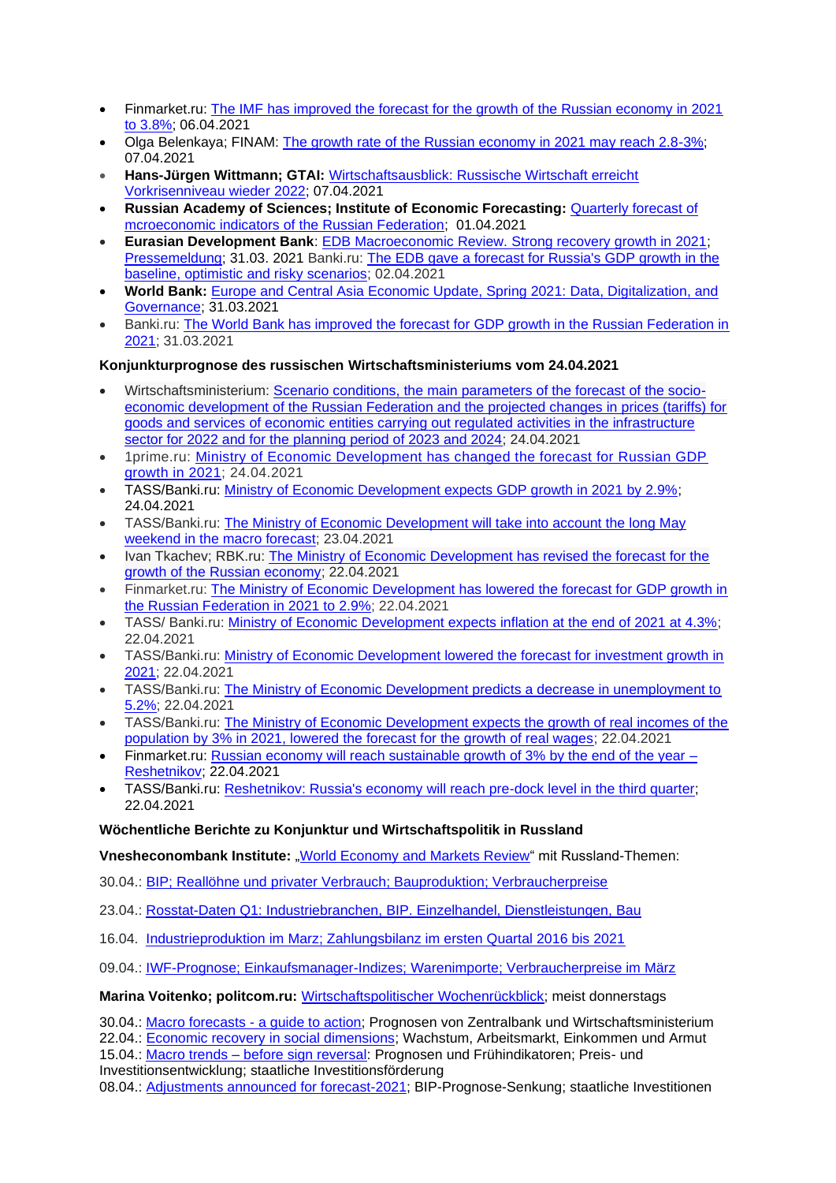- Finmarket.ru: The IMF has improved the forecast for the growth of the Russian economy in 2021 to 3.8%; 06.04.2021
- Olga Belenkaya; FINAM: The growth rate of the Russian economy in 2021 may reach 2.8-3%; 07.04.2021
- **Hans-Jürgen Wittmann; GTAI:** Wirtschaftsausblick: Russische Wirtschaft erreicht Vorkrisenniveau wieder 2022; 07.04.2021
- **Russian Academy of Sciences; Institute of Economic Forecasting:** Quarterly forecast of mcroeconomic indicators of the Russian Federation; 01.04.2021
- **Eurasian Development Bank**: EDB Macroeconomic Review. Strong recovery growth in 2021; Pressemeldung; 31.03. 2021 Banki.ru: The EDB gave a forecast for Russia's GDP growth in the baseline, optimistic and risky scenarios; 02.04.2021
- **World Bank:** Europe and Central Asia Economic Update, Spring 2021: Data, Digitalization, and Governance; 31.03.2021
- Banki.ru: The World Bank has improved the forecast for GDP growth in the Russian Federation in 2021; 31.03.2021

**Konjunkturprognose des russischen Wirtschaftsministeriums vom 24.04.2021**

- Wirtschaftsministerium: Scenario conditions, the main parameters of the forecast of the socio-economic development of the Russian Federation and the projected changes in prices (tariffs) for goods and services of economic entities carrying out regulated activities in the infrastructure sector for 2022 and for the planning period of 2023 and 2024; 24.04.2021
- 1prime.ru: Ministry of Economic Development has changed the forecast for Russian GDP growth in 2021; 24.04.2021
- TASS/Banki.ru: Ministry of Economic Development expects GDP growth in 2021 by 2.9%; 24.04.2021
- TASS/Banki.ru: The Ministry of Economic Development will take into account the long May weekend in the macro forecast; 23.04.2021
- Ivan Tkachev; RBK.ru: The Ministry of Economic Development has revised the forecast for the growth of the Russian economy; 22.04.2021
- Finmarket.ru: The Ministry of Economic Development has lowered the forecast for GDP growth in the Russian Federation in 2021 to 2.9%; 22.04.2021
- TASS/ Banki.ru: Ministry of Economic Development expects inflation at the end of 2021 at 4.3%; 22.04.2021
- TASS/Banki.ru: Ministry of Economic Development lowered the forecast for investment growth in 2021; 22.04.2021
- TASS/Banki.ru: The Ministry of Economic Development predicts a decrease in unemployment to 5.2%; 22.04.2021
- TASS/Banki.ru: The Ministry of Economic Development expects the growth of real incomes of the population by 3% in 2021, lowered the forecast for the growth of real wages; 22.04.2021
- Finmarket.ru: Russian economy will reach sustainable growth of 3% by the end of the year – Reshetnikov; 22.04.2021
- TASS/Banki.ru: Reshetnikov: Russia's economy will reach pre-dock level in the third quarter; 22.04.2021

**Wöchentliche Berichte zu Konjunktur und Wirtschaftspolitik in Russland**

**Vnesheconombank Institute:** „World Economy and Markets Review" mit Russland-Themen:

30.04.: BIP; Reallöhne und privater Verbrauch; Bauproduktion; Verbraucherpreise

23.04.: Rosstat-Daten Q1: Industriebranchen, BIP. Einzelhandel, Dienstleistungen, Bau

16.04. Industrieproduktion im Marz; Zahlungsbilanz im ersten Quartal 2016 bis 2021

09.04.: IWF-Prognose; Einkaufsmanager-Indizes; Warenimporte; Verbraucherpreise im März

**Marina Voitenko; politcom.ru:** Wirtschaftspolitischer Wochenrückblick; meist donnerstags

30.04.: Macro forecasts - a guide to action; Prognosen von Zentralbank und Wirtschaftsministerium
22.04.: Economic recovery in social dimensions; Wachstum, Arbeitsmarkt, Einkommen und Armut
15.04.: Macro trends – before sign reversal: Prognosen und Frühindikatoren; Preis- und Investitionsentwicklung; staatliche Investitionsförderung
08.04.: Adjustments announced for forecast-2021; BIP-Prognose-Senkung; staatliche Investitionen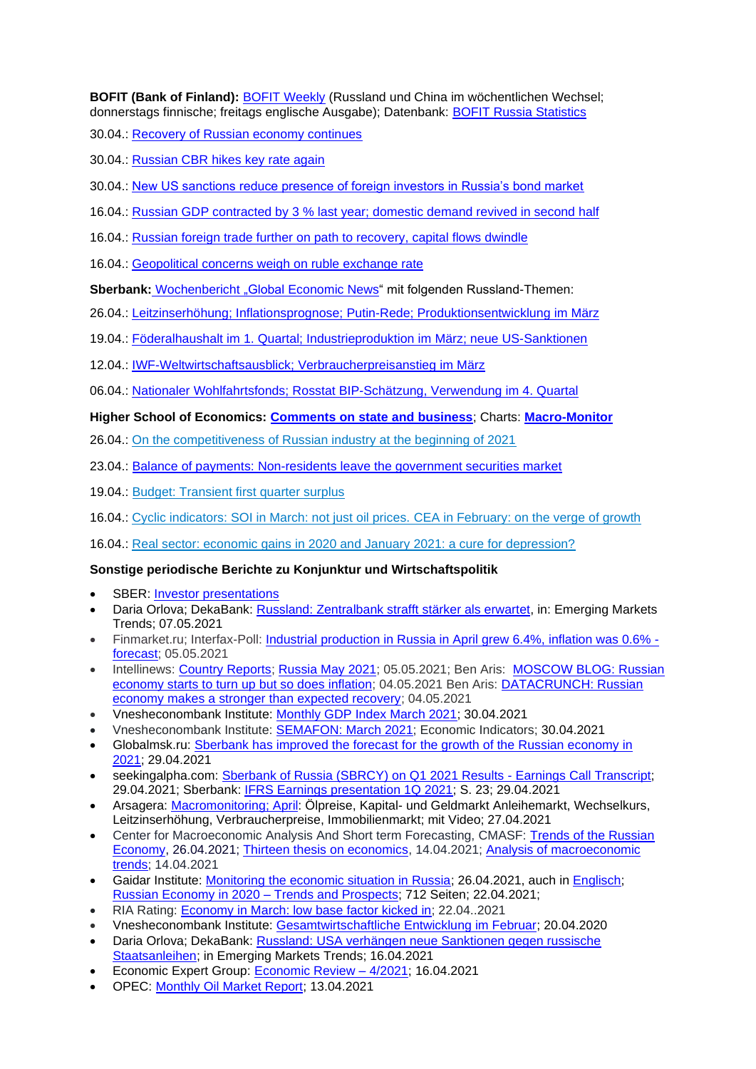**BOFIT (Bank of Finland):** BOFIT Weekly (Russland und China im wöchentlichen Wechsel; donnerstags finnische; freitags englische Ausgabe); Datenbank: BOFIT Russia Statistics

30.04.: Recovery of Russian economy continues

30.04.: Russian CBR hikes key rate again

30.04.: New US sanctions reduce presence of foreign investors in Russia's bond market

16.04.: Russian GDP contracted by 3 % last year; domestic demand revived in second half

16.04.: Russian foreign trade further on path to recovery, capital flows dwindle

16.04.: Geopolitical concerns weigh on ruble exchange rate

**Sberbank:** Wochenbericht „Global Economic News" mit folgenden Russland-Themen:

26.04.: Leitzinserhöhung; Inflationsprognose; Putin-Rede; Produktionsentwicklung im März

19.04.: Föderalhaushalt im 1. Quartal; Industrieproduktion im März; neue US-Sanktionen

12.04.: IWF-Weltwirtschaftsausblick; Verbraucherpreisanstieg im März

06.04.: Nationaler Wohlfahrtsfonds; Rosstat BIP-Schätzung, Verwendung im 4. Quartal

**Higher School of Economics: Comments on state and business**; Charts: **Macro-Monitor**

26.04.: On the competitiveness of Russian industry at the beginning of 2021

23.04.: Balance of payments: Non-residents leave the government securities market

19.04.: Budget: Transient first quarter surplus

16.04.: Cyclic indicators: SOI in March: not just oil prices. CEA in February: on the verge of growth

16.04.: Real sector: economic gains in 2020 and January 2021: a cure for depression?

**Sonstige periodische Berichte zu Konjunktur und Wirtschaftspolitik**

- SBER: Investor presentations
- Daria Orlova; DekaBank: Russland: Zentralbank strafft stärker als erwartet, in: Emerging Markets Trends; 07.05.2021
- Finmarket.ru; Interfax-Poll: Industrial production in Russia in April grew 6.4%, inflation was 0.6% - forecast; 05.05.2021
- Intellinews: Country Reports; Russia May 2021; 05.05.2021; Ben Aris: MOSCOW BLOG: Russian economy starts to turn up but so does inflation; 04.05.2021 Ben Aris: DATACRUNCH: Russian economy makes a stronger than expected recovery; 04.05.2021
- Vnesheconombank Institute: Monthly GDP Index March 2021; 30.04.2021
- Vnesheconombank Institute: SEMAFON: March 2021; Economic Indicators; 30.04.2021
- Globalmsk.ru: Sberbank has improved the forecast for the growth of the Russian economy in 2021; 29.04.2021
- seekingalpha.com: Sberbank of Russia (SBRCY) on Q1 2021 Results - Earnings Call Transcript; 29.04.2021; Sberbank: IFRS Earnings presentation 1Q 2021; S. 23; 29.04.2021
- Arsagera: Macromonitoring; April: Ölpreise, Kapital- und Geldmarkt Anleihemarkt, Wechselkurs, Leitzinserhöhung, Verbraucherpreise, Immobilienmarkt; mit Video; 27.04.2021
- Center for Macroeconomic Analysis And Short term Forecasting, CMASF: Trends of the Russian Economy, 26.04.2021; Thirteen thesis on economics, 14.04.2021; Analysis of macroeconomic trends; 14.04.2021
- Gaidar Institute: Monitoring the economic situation in Russia; 26.04.2021, auch in Englisch; Russian Economy in 2020 – Trends and Prospects; 712 Seiten; 22.04.2021;
- RIA Rating: Economy in March: low base factor kicked in; 22.04..2021
- Vnesheconombank Institute: Gesamtwirtschaftliche Entwicklung im Februar; 20.04.2020
- Daria Orlova; DekaBank: Russland: USA verhängen neue Sanktionen gegen russische Staatsanleihen; in Emerging Markets Trends; 16.04.2021
- Economic Expert Group: Economic Review – 4/2021; 16.04.2021
- OPEC: Monthly Oil Market Report; 13.04.2021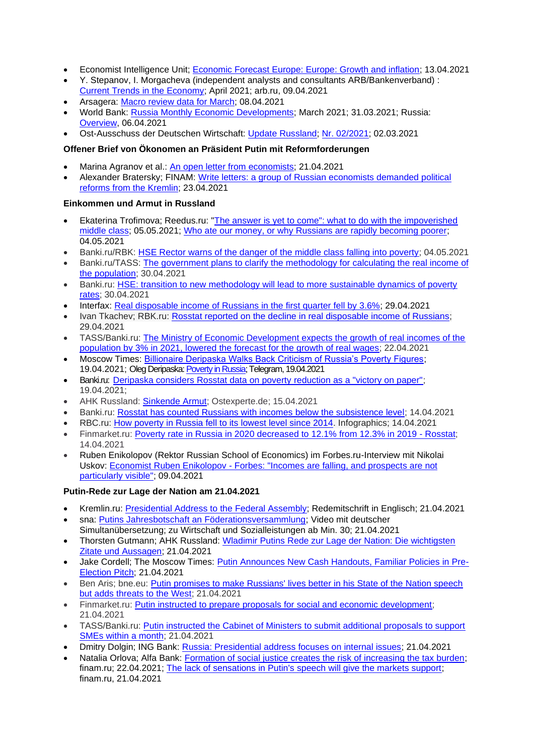- Economist Intelligence Unit; Economic Forecast Europe: Europe: Growth and inflation; 13.04.2021
- Y. Stepanov, I. Morgacheva (independent analysts and consultants ARB/Bankenverband) : Current Trends in the Economy; April 2021; arb.ru, 09.04.2021
- Arsagera: Macro review data for March; 08.04.2021
- World Bank: Russia Monthly Economic Developments; March 2021; 31.03.2021; Russia: Overview, 06.04.2021
- Ost-Ausschuss der Deutschen Wirtschaft: Update Russland; Nr. 02/2021; 02.03.2021

**Offener Brief von Ökonomen an Präsident Putin mit Reformforderungen**

- Marina Agranov et al.: An open letter from economists; 21.04.2021
- Alexander Bratersky; FINAM: Write letters: a group of Russian economists demanded political reforms from the Kremlin; 23.04.2021

**Einkommen und Armut in Russland**

- Ekaterina Trofimova; Reedus.ru: "The answer is yet to come": what to do with the impoverished middle class; 05.05.2021; Who ate our money, or why Russians are rapidly becoming poorer; 04.05.2021
- Banki.ru/RBK: HSE Rector warns of the danger of the middle class falling into poverty; 04.05.2021
- Banki.ru/TASS: The government plans to clarify the methodology for calculating the real income of the population; 30.04.2021
- Banki.ru: HSE: transition to new methodology will lead to more sustainable dynamics of poverty rates; 30.04.2021
- Interfax: Real disposable income of Russians in the first quarter fell by 3.6%; 29.04.2021
- Ivan Tkachev; RBK.ru: Rosstat reported on the decline in real disposable income of Russians; 29.04.2021
- TASS/Banki.ru: The Ministry of Economic Development expects the growth of real incomes of the population by 3% in 2021, lowered the forecast for the growth of real wages; 22.04.2021
- Moscow Times: Billionaire Deripaska Walks Back Criticism of Russia's Poverty Figures; 19.04.2021; Oleg Deripaska: Poverty in Russia; Telegram, 19.04.2021
- Banki.ru: Deripaska considers Rosstat data on poverty reduction as a "victory on paper"; 19.04.2021;
- AHK Russland: Sinkende Armut; Ostexperte.de; 15.04.2021
- Banki.ru: Rosstat has counted Russians with incomes below the subsistence level; 14.04.2021
- RBC.ru: How poverty in Russia fell to its lowest level since 2014. Infographics; 14.04.2021
- Finmarket.ru: Poverty rate in Russia in 2020 decreased to 12.1% from 12.3% in 2019 - Rosstat; 14.04.2021
- Ruben Enikolopov (Rektor Russian School of Economics) im Forbes.ru-Interview mit Nikolai Uskov: Economist Ruben Enikolopov - Forbes: "Incomes are falling, and prospects are not particularly visible"; 09.04.2021

**Putin-Rede zur Lage der Nation am 21.04.2021**

- Kremlin.ru: Presidential Address to the Federal Assembly; Redemitschrift in Englisch; 21.04.2021
- sna: Putins Jahresbotschaft an Föderationsversammlung; Video mit deutscher Simultanübersetzung; zu Wirtschaft und Sozialleistungen ab Min. 30; 21.04.2021
- Thorsten Gutmann; AHK Russland: Wladimir Putins Rede zur Lage der Nation: Die wichtigsten Zitate und Aussagen; 21.04.2021
- Jake Cordell; The Moscow Times: Putin Announces New Cash Handouts, Familiar Policies in Pre-Election Pitch; 21.04.2021
- Ben Aris; bne.eu: Putin promises to make Russians' lives better in his State of the Nation speech but adds threats to the West; 21.04.2021
- Finmarket.ru: Putin instructed to prepare proposals for social and economic development; 21.04.2021
- TASS/Banki.ru: Putin instructed the Cabinet of Ministers to submit additional proposals to support SMEs within a month; 21.04.2021
- Dmitry Dolgin; ING Bank: Russia: Presidential address focuses on internal issues; 21.04.2021
- Natalia Orlova; Alfa Bank: Formation of social justice creates the risk of increasing the tax burden; finam.ru; 22.04.2021; The lack of sensations in Putin's speech will give the markets support; finam.ru, 21.04.2021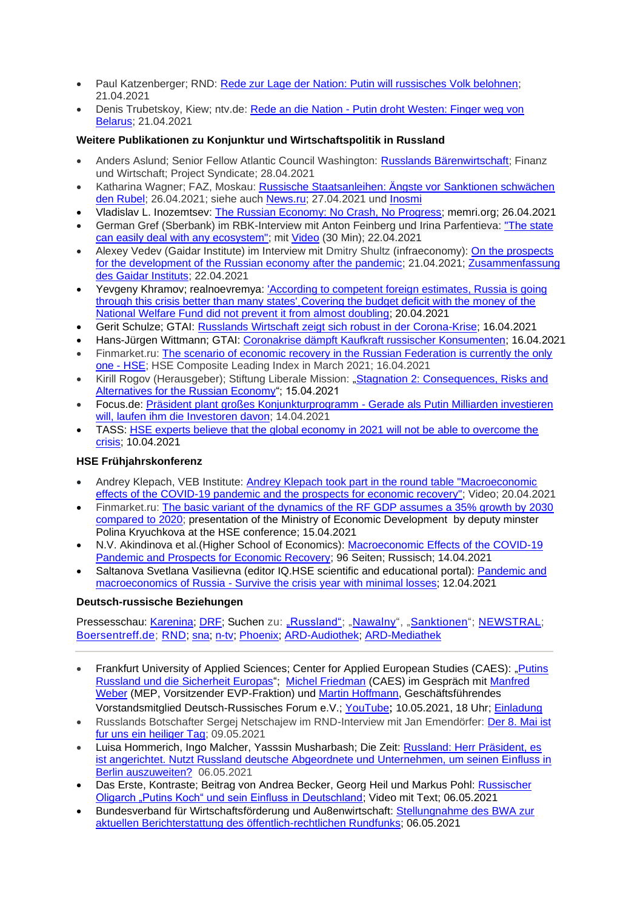- Paul Katzenberger; RND: Rede zur Lage der Nation: Putin will russisches Volk belohnen; 21.04.2021
- Denis Trubetskoy, Kiew; ntv.de: Rede an die Nation - Putin droht Westen: Finger weg von Belarus; 21.04.2021

**Weitere Publikationen zu Konjunktur und Wirtschaftspolitik in Russland**

- Anders Aslund; Senior Fellow Atlantic Council Washington: Russlands Bärenwirtschaft; Finanz und Wirtschaft; Project Syndicate; 28.04.2021
- Katharina Wagner; FAZ, Moskau: Russische Staatsanleihen: Ängste vor Sanktionen schwächen den Rubel; 26.04.2021; siehe auch News.ru; 27.04.2021 und Inosmi
- Vladislav L. Inozemtsev: The Russian Economy: No Crash, No Progress; memri.org; 26.04.2021
- German Gref (Sberbank) im RBK-Interview mit Anton Feinberg und Irina Parfentieva: "The state can easily deal with any ecosystem"; mit Video (30 Min); 22.04.2021
- Alexey Vedev (Gaidar Institute) im Interview mit Dmitry Shultz (infraeconomy): On the prospects for the development of the Russian economy after the pandemic; 21.04.2021; Zusammenfassung des Gaidar Instituts; 22.04.2021
- Yevgeny Khramov; realnoevremya: 'According to competent foreign estimates, Russia is going through this crisis better than many states', Covering the budget deficit with the money of the National Welfare Fund did not prevent it from almost doubling; 20.04.2021
- Gerit Schulze; GTAI: Russlands Wirtschaft zeigt sich robust in der Corona-Krise; 16.04.2021
- Hans-Jürgen Wittmann; GTAI: Coronakrise dämpft Kaufkraft russischer Konsumenten; 16.04.2021
- Finmarket.ru: The scenario of economic recovery in the Russian Federation is currently the only one - HSE; HSE Composite Leading Index in March 2021; 16.04.2021
- Kirill Rogov (Herausgeber); Stiftung Liberale Mission: „Stagnation 2: Consequences, Risks and Alternatives for the Russian Economy"; 15.04.2021
- Focus.de: Präsident plant großes Konjunkturprogramm - Gerade als Putin Milliarden investieren will, laufen ihm die Investoren davon; 14.04.2021
- TASS: HSE experts believe that the global economy in 2021 will not be able to overcome the crisis; 10.04.2021

**HSE Frühjahrskonferenz**

- Andrey Klepach, VEB Institute: Andrey Klepach took part in the round table "Macroeconomic effects of the COVID-19 pandemic and the prospects for economic recovery"; Video; 20.04.2021
- Finmarket.ru: The basic variant of the dynamics of the RF GDP assumes a 35% growth by 2030 compared to 2020; presentation of the Ministry of Economic Development by deputy minster Polina Kryuchkova at the HSE conference; 15.04.2021
- N.V. Akindinova et al.(Higher School of Economics): Macroeconomic Effects of the COVID-19 Pandemic and Prospects for Economic Recovery; 96 Seiten; Russisch; 14.04.2021
- Saltanova Svetlana Vasilievna (editor IQ.HSE scientific and educational portal): Pandemic and macroeconomics of Russia - Survive the crisis year with minimal losses; 12.04.2021

**Deutsch-russische Beziehungen**

Pressesschau: Karenina; DRF; Suchen zu: „Russland"; „Nawalny", „Sanktionen"; NEWSTRAL; Boersentreff.de; RND; sna; n-tv; Phoenix; ARD-Audiothek; ARD-Mediathek

---

- Frankfurt University of Applied Sciences; Center for Applied European Studies (CAES): „Putins Russland und die Sicherheit Europas"; Michel Friedman (CAES) im Gespräch mit Manfred Weber (MEP, Vorsitzender EVP-Fraktion) und Martin Hoffmann, Geschäftsführendes Vorstandsmitglied Deutsch-Russisches Forum e.V.; YouTube; 10.05.2021, 18 Uhr; Einladung
- Russlands Botschafter Sergej Netschajew im RND-Interview mit Jan Emendörfer: Der 8. Mai ist fur uns ein heiliger Tag; 09.05.2021
- Luisa Hommerich, Ingo Malcher, Yasssin Musharbash; Die Zeit: Russland: Herr Präsident, es ist angerichtet. Nutzt Russland deutsche Abgeordnete und Unternehmen, um seinen Einfluss in Berlin auszuweiten? 06.05.2021
- Das Erste, Kontraste; Beitrag von Andrea Becker, Georg Heil und Markus Pohl: Russischer Oligarch „Putins Koch" und sein Einfluss in Deutschland; Video mit Text; 06.05.2021
- Bundesverband für Wirtschaftsförderung und Au8enwirtschaft: Stellungnahme des BWA zur aktuellen Berichterstattung des öffentlich-rechtlichen Rundfunks; 06.05.2021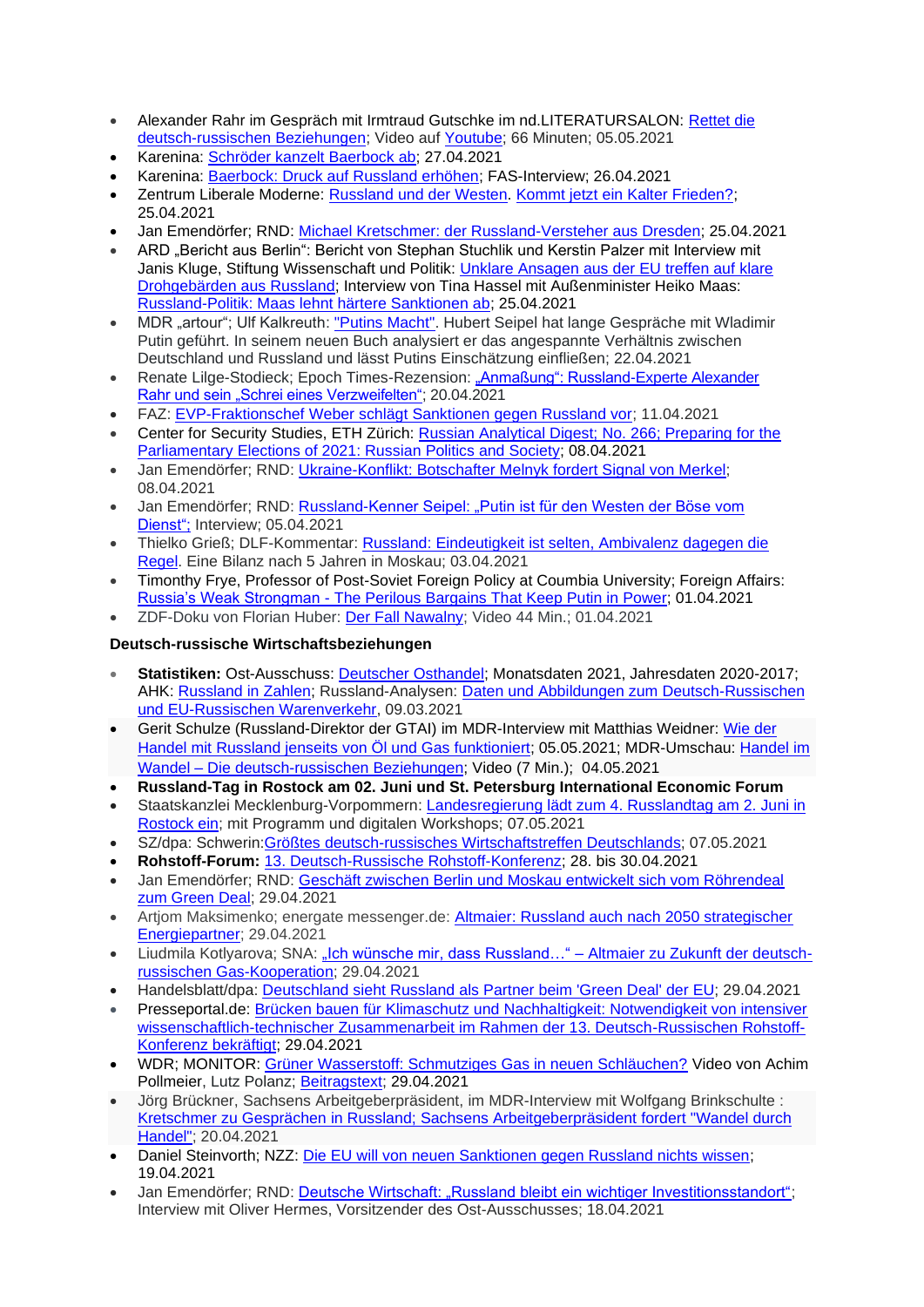- Alexander Rahr im Gespräch mit Irmtraud Gutschke im nd.LITERATURSALON: Rettet die deutsch-russischen Beziehungen; Video auf Youtube; 66 Minuten; 05.05.2021
- Karenina: Schröder kanzelt Baerbock ab; 27.04.2021
- Karenina: Baerbock: Druck auf Russland erhöhen; FAS-Interview; 26.04.2021
- Zentrum Liberale Moderne: Russland und der Westen. Kommt jetzt ein Kalter Frieden?; 25.04.2021
- Jan Emendörfer; RND: Michael Kretschmer: der Russland-Versteher aus Dresden; 25.04.2021
- ARD „Bericht aus Berlin": Bericht von Stephan Stuchlik und Kerstin Palzer mit Interview mit Janis Kluge, Stiftung Wissenschaft und Politik: Unklare Ansagen aus der EU treffen auf klare Drohgebärden aus Russland; Interview von Tina Hassel mit Außenminister Heiko Maas: Russland-Politik: Maas lehnt härtere Sanktionen ab; 25.04.2021
- MDR „artour"; Ulf Kalkreuth: "Putins Macht". Hubert Seipel hat lange Gespräche mit Wladimir Putin geführt. In seinem neuen Buch analysiert er das angespannte Verhältnis zwischen Deutschland und Russland und lässt Putins Einschätzung einfließen; 22.04.2021
- Renate Lilge-Stodieck; Epoch Times-Rezension: „Anmaßung": Russland-Experte Alexander Rahr und sein „Schrei eines Verzweifelten"; 20.04.2021
- FAZ: EVP-Fraktionschef Weber schlägt Sanktionen gegen Russland vor; 11.04.2021
- Center for Security Studies, ETH Zürich: Russian Analytical Digest; No. 266; Preparing for the Parliamentary Elections of 2021: Russian Politics and Society; 08.04.2021
- Jan Emendörfer; RND: Ukraine-Konflikt: Botschafter Melnyk fordert Signal von Merkel; 08.04.2021
- Jan Emendörfer; RND: Russland-Kenner Seipel: „Putin ist für den Westen der Böse vom Dienst"; Interview; 05.04.2021
- Thielko Grieß; DLF-Kommentar: Russland: Eindeutigkeit ist selten, Ambivalenz dagegen die Regel. Eine Bilanz nach 5 Jahren in Moskau; 03.04.2021
- Timonthy Frye, Professor of Post-Soviet Foreign Policy at Coumbia University; Foreign Affairs: Russia's Weak Strongman - The Perilous Bargains That Keep Putin in Power; 01.04.2021
- ZDF-Doku von Florian Huber: Der Fall Nawalny; Video 44 Min.; 01.04.2021

**Deutsch-russische Wirtschaftsbeziehungen**

- **Statistiken:** Ost-Ausschuss: Deutscher Osthandel; Monatsdaten 2021, Jahresdaten 2020-2017; AHK: Russland in Zahlen; Russland-Analysen: Daten und Abbildungen zum Deutsch-Russischen und EU-Russischen Warenverkehr, 09.03.2021
- Gerit Schulze (Russland-Direktor der GTAI) im MDR-Interview mit Matthias Weidner: Wie der Handel mit Russland jenseits von Öl und Gas funktioniert; 05.05.2021; MDR-Umschau: Handel im Wandel – Die deutsch-russischen Beziehungen; Video (7 Min.); 04.05.2021
- **Russland-Tag in Rostock am 02. Juni und St. Petersburg International Economic Forum**
- Staatskanzlei Mecklenburg-Vorpommern: Landesregierung lädt zum 4. Russlandtag am 2. Juni in Rostock ein; mit Programm und digitalen Workshops; 07.05.2021
- SZ/dpa: Schwerin:Größtes deutsch-russisches Wirtschaftstreffen Deutschlands; 07.05.2021
- **Rohstoff-Forum:** 13. Deutsch-Russische Rohstoff-Konferenz; 28. bis 30.04.2021
- Jan Emendörfer; RND: Geschäft zwischen Berlin und Moskau entwickelt sich vom Röhrendeal zum Green Deal; 29.04.2021
- Artjom Maksimenko; energate messenger.de: Altmaier: Russland auch nach 2050 strategischer Energiepartner; 29.04.2021
- Liudmila Kotlyarova; SNA: „Ich wünsche mir, dass Russland…" – Altmaier zu Zukunft der deutsch-russischen Gas-Kooperation; 29.04.2021
- Handelsblatt/dpa: Deutschland sieht Russland als Partner beim 'Green Deal' der EU; 29.04.2021
- Presseportal.de: Brücken bauen für Klimaschutz und Nachhaltigkeit: Notwendigkeit von intensiver wissenschaftlich-technischer Zusammenarbeit im Rahmen der 13. Deutsch-Russischen Rohstoff-Konferenz bekräftigt; 29.04.2021
- WDR; MONITOR: Grüner Wasserstoff: Schmutziges Gas in neuen Schläuchen? Video von Achim Pollmeier, Lutz Polanz; Beitragstext; 29.04.2021
- Jörg Brückner, Sachsens Arbeitgeberpräsident, im MDR-Interview mit Wolfgang Brinkschulte : Kretschmer zu Gesprächen in Russland; Sachsens Arbeitgeberpräsident fordert "Wandel durch Handel"; 20.04.2021
- Daniel Steinvorth; NZZ: Die EU will von neuen Sanktionen gegen Russland nichts wissen; 19.04.2021
- Jan Emendörfer; RND: Deutsche Wirtschaft: „Russland bleibt ein wichtiger Investitionsstandort"; Interview mit Oliver Hermes, Vorsitzender des Ost-Ausschusses; 18.04.2021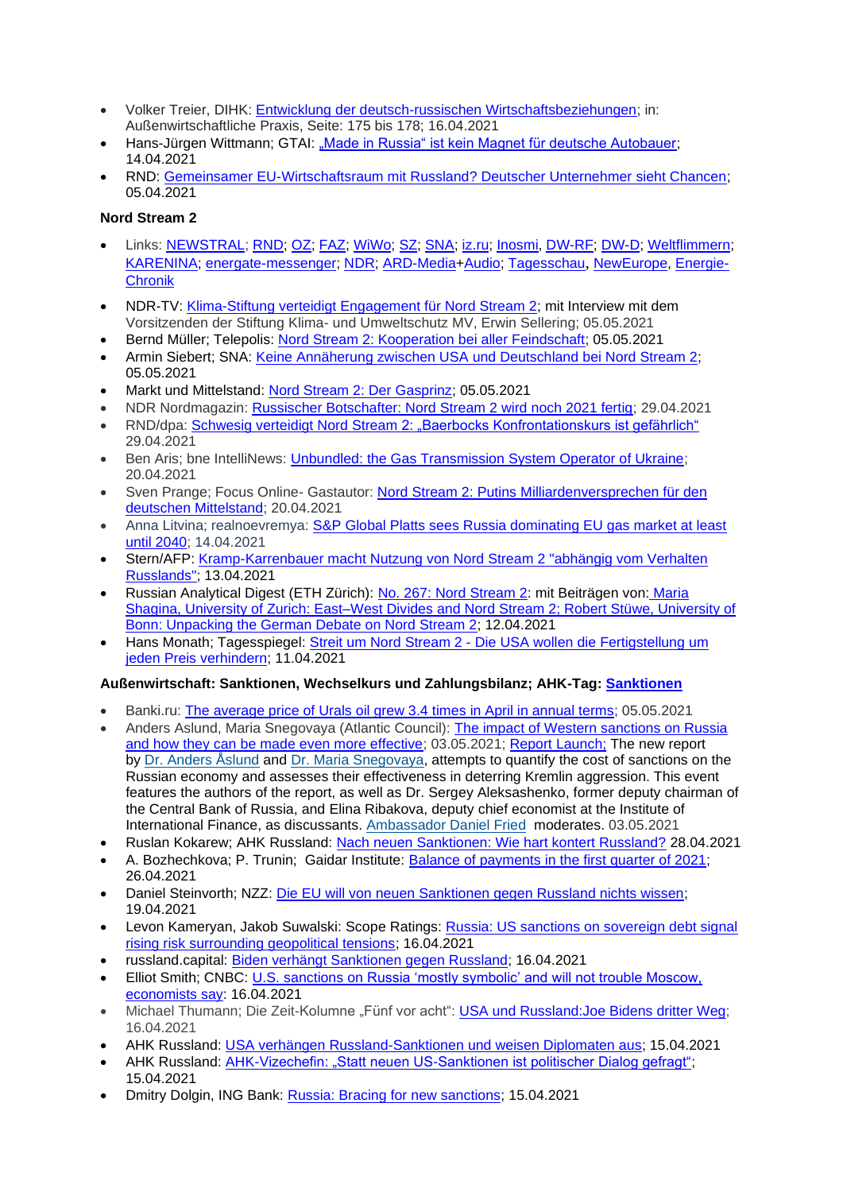- Volker Treier, DIHK: Entwicklung der deutsch-russischen Wirtschaftsbeziehungen; in: Außenwirtschaftliche Praxis, Seite: 175 bis 178; 16.04.2021
- Hans-Jürgen Wittmann; GTAI: „Made in Russia" ist kein Magnet für deutsche Autobauer; 14.04.2021
- RND: Gemeinsamer EU-Wirtschaftsraum mit Russland? Deutscher Unternehmer sieht Chancen; 05.04.2021

**Nord Stream 2**

- Links: NEWSTRAL; RND; OZ; FAZ; WiWo; SZ; SNA; iz.ru; Inosmi, DW-RF; DW-D; Weltflimmern; KARENINA; energate-messenger; NDR; ARD-Media+Audio; Tagesschau, NewEurope, Energie-Chronik
- NDR-TV: Klima-Stiftung verteidigt Engagement für Nord Stream 2; mit Interview mit dem Vorsitzenden der Stiftung Klima- und Umweltschutz MV, Erwin Sellering; 05.05.2021
- Bernd Müller; Telepolis: Nord Stream 2: Kooperation bei aller Feindschaft; 05.05.2021
- Armin Siebert; SNA: Keine Annäherung zwischen USA und Deutschland bei Nord Stream 2; 05.05.2021
- Markt und Mittelstand: Nord Stream 2: Der Gasprinz; 05.05.2021
- NDR Nordmagazin: Russischer Botschafter: Nord Stream 2 wird noch 2021 fertig; 29.04.2021
- RND/dpa: Schwesig verteidigt Nord Stream 2: „Baerbocks Konfrontationskurs ist gefährlich" 29.04.2021
- Ben Aris; bne IntelliNews: Unbundled: the Gas Transmission System Operator of Ukraine; 20.04.2021
- Sven Prange; Focus Online- Gastautor: Nord Stream 2: Putins Milliardenversprechen für den deutschen Mittelstand; 20.04.2021
- Anna Litvina; realnoevremya: S&P Global Platts sees Russia dominating EU gas market at least until 2040; 14.04.2021
- Stern/AFP: Kramp-Karrenbauer macht Nutzung von Nord Stream 2 "abhängig vom Verhalten Russlands"; 13.04.2021
- Russian Analytical Digest (ETH Zürich): No. 267: Nord Stream 2: mit Beiträgen von: Maria Shagina, University of Zurich: East–West Divides and Nord Stream 2; Robert Stüwe, University of Bonn: Unpacking the German Debate on Nord Stream 2; 12.04.2021
- Hans Monath; Tagesspiegel: Streit um Nord Stream 2 - Die USA wollen die Fertigstellung um jeden Preis verhindern; 11.04.2021

**Außenwirtschaft: Sanktionen, Wechselkurs und Zahlungsbilanz; AHK-Tag: Sanktionen**

- Banki.ru: The average price of Urals oil grew 3.4 times in April in annual terms; 05.05.2021
- Anders Aslund, Maria Snegovaya (Atlantic Council): The impact of Western sanctions on Russia and how they can be made even more effective; 03.05.2021; Report Launch; The new report by Dr. Anders Åslund and Dr. Maria Snegovaya, attempts to quantify the cost of sanctions on the Russian economy and assesses their effectiveness in deterring Kremlin aggression. This event features the authors of the report, as well as Dr. Sergey Aleksashenko, former deputy chairman of the Central Bank of Russia, and Elina Ribakova, deputy chief economist at the Institute of International Finance, as discussants. Ambassador Daniel Fried moderates. 03.05.2021
- Ruslan Kokarew; AHK Russland: Nach neuen Sanktionen: Wie hart kontert Russland? 28.04.2021
- A. Bozhechkova; P. Trunin; Gaidar Institute: Balance of payments in the first quarter of 2021; 26.04.2021
- Daniel Steinvorth; NZZ: Die EU will von neuen Sanktionen gegen Russland nichts wissen; 19.04.2021
- Levon Kameryan, Jakob Suwalski: Scope Ratings: Russia: US sanctions on sovereign debt signal rising risk surrounding geopolitical tensions; 16.04.2021
- russland.capital: Biden verhängt Sanktionen gegen Russland; 16.04.2021
- Elliot Smith; CNBC: U.S. sanctions on Russia 'mostly symbolic' and will not trouble Moscow, economists say: 16.04.2021
- Michael Thumann; Die Zeit-Kolumne „Fünf vor acht": USA und Russland:Joe Bidens dritter Weg; 16.04.2021
- AHK Russland: USA verhängen Russland-Sanktionen und weisen Diplomaten aus; 15.04.2021
- AHK Russland: AHK-Vizechefin: „Statt neuen US-Sanktionen ist politischer Dialog gefragt"; 15.04.2021
- Dmitry Dolgin, ING Bank: Russia: Bracing for new sanctions; 15.04.2021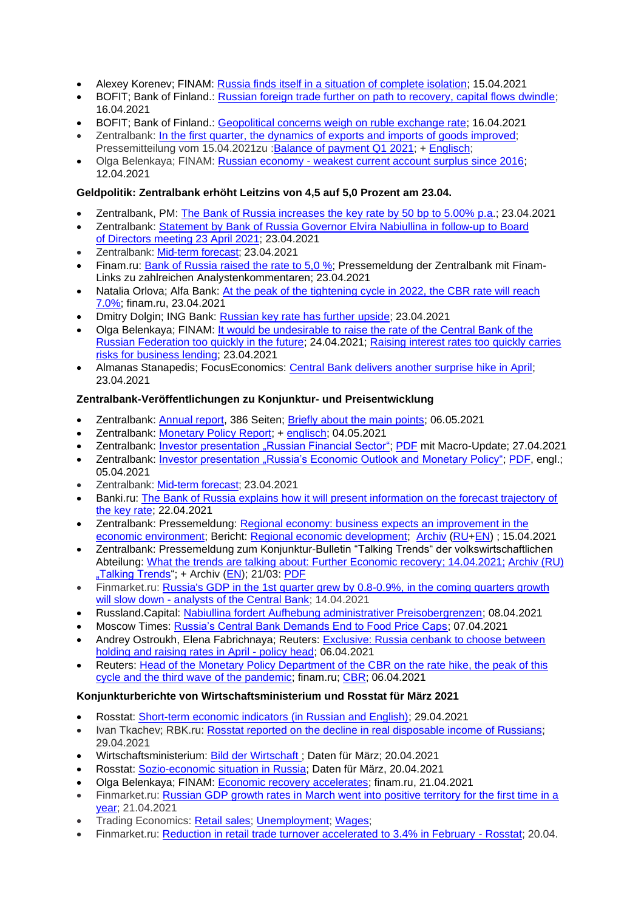- Alexey Korenev; FINAM: Russia finds itself in a situation of complete isolation; 15.04.2021
- BOFIT; Bank of Finland.: Russian foreign trade further on path to recovery, capital flows dwindle; 16.04.2021
- BOFIT; Bank of Finland.: Geopolitical concerns weigh on ruble exchange rate; 16.04.2021
- Zentralbank: In the first quarter, the dynamics of exports and imports of goods improved; Pressemitteilung vom 15.04.2021zu :Balance of payment Q1 2021; + Englisch;
- Olga Belenkaya; FINAM: Russian economy - weakest current account surplus since 2016; 12.04.2021

**Geldpolitik: Zentralbank erhöht Leitzins von 4,5 auf 5,0 Prozent am 23.04.**

- Zentralbank, PM: The Bank of Russia increases the key rate by 50 bp to 5.00% p.a.; 23.04.2021
- Zentralbank: Statement by Bank of Russia Governor Elvira Nabiullina in follow-up to Board of Directors meeting 23 April 2021; 23.04.2021
- Zentralbank: Mid-term forecast; 23.04.2021
- Finam.ru: Bank of Russia raised the rate to 5,0 %; Pressemeldung der Zentralbank mit Finam-Links zu zahlreichen Analystenkommentaren; 23.04.2021
- Natalia Orlova; Alfa Bank: At the peak of the tightening cycle in 2022, the CBR rate will reach 7.0%; finam.ru, 23.04.2021
- Dmitry Dolgin; ING Bank: Russian key rate has further upside; 23.04.2021
- Olga Belenkaya; FINAM: It would be undesirable to raise the rate of the Central Bank of the Russian Federation too quickly in the future; 24.04.2021; Raising interest rates too quickly carries risks for business lending; 23.04.2021
- Almanas Stanapedis; FocusEconomics: Central Bank delivers another surprise hike in April; 23.04.2021

**Zentralbank-Veröffentlichungen zu Konjunktur- und Preisentwicklung**

- Zentralbank: Annual report, 386 Seiten; Briefly about the main points; 06.05.2021
- Zentralbank: Monetary Policy Report; + englisch; 04.05.2021
- Zentralbank: Investor presentation „Russian Financial Sector"; PDF mit Macro-Update; 27.04.2021
- Zentralbank: Investor presentation „Russia's Economic Outlook and Monetary Policy"; PDF, engl.; 05.04.2021
- Zentralbank: Mid-term forecast; 23.04.2021
- Banki.ru: The Bank of Russia explains how it will present information on the forecast trajectory of the key rate; 22.04.2021
- Zentralbank: Pressemeldung: Regional economy: business expects an improvement in the economic environment; Bericht: Regional economic development; Archiv (RU+EN) ; 15.04.2021
- Zentralbank: Pressemeldung zum Konjunktur-Bulletin "Talking Trends" der volkswirtschaftlichen Abteilung: What the trends are talking about: Further Economic recovery; 14.04.2021; Archiv (RU) „Talking Trends"; + Archiv (EN); 21/03: PDF
- Finmarket.ru: Russia's GDP in the 1st quarter grew by 0.8-0.9%, in the coming quarters growth will slow down - analysts of the Central Bank; 14.04.2021
- Russland.Capital: Nabiullina fordert Aufhebung administrativer Preisobergrenzen; 08.04.2021
- Moscow Times: Russia's Central Bank Demands End to Food Price Caps; 07.04.2021
- Andrey Ostroukh, Elena Fabrichnaya; Reuters: Exclusive: Russia cenbank to choose between holding and raising rates in April - policy head; 06.04.2021
- Reuters: Head of the Monetary Policy Department of the CBR on the rate hike, the peak of this cycle and the third wave of the pandemic; finam.ru; CBR; 06.04.2021

**Konjunkturberichte von Wirtschaftsministerium und Rosstat für März 2021**

- Rosstat: Short-term economic indicators (in Russian and English); 29.04.2021
- Ivan Tkachev; RBK.ru: Rosstat reported on the decline in real disposable income of Russians; 29.04.2021
- Wirtschaftsministerium: Bild der Wirtschaft ; Daten für März; 20.04.2021
- Rosstat: Sozio-economic situation in Russia; Daten für März, 20.04.2021
- Olga Belenkaya; FINAM: Economic recovery accelerates; finam.ru, 21.04.2021
- Finmarket.ru: Russian GDP growth rates in March went into positive territory for the first time in a year; 21.04.2021
- Trading Economics: Retail sales; Unemployment; Wages;
- Finmarket.ru: Reduction in retail trade turnover accelerated to 3.4% in February - Rosstat; 20.04.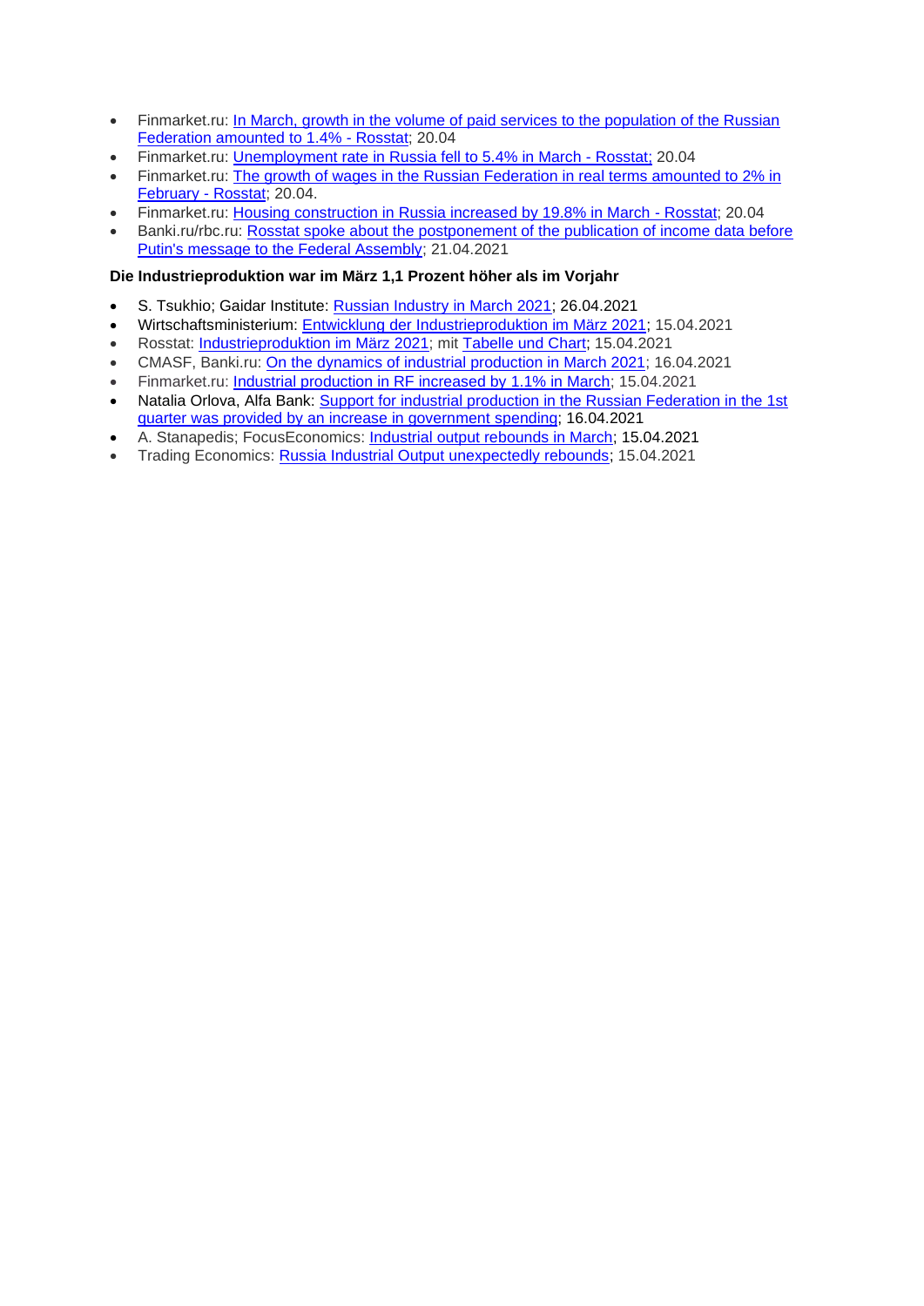- Finmarket.ru: In March, growth in the volume of paid services to the population of the Russian Federation amounted to 1.4% - Rosstat; 20.04
- Finmarket.ru: Unemployment rate in Russia fell to 5.4% in March - Rosstat; 20.04
- Finmarket.ru: The growth of wages in the Russian Federation in real terms amounted to 2% in February - Rosstat; 20.04.
- Finmarket.ru: Housing construction in Russia increased by 19.8% in March - Rosstat; 20.04
- Banki.ru/rbc.ru: Rosstat spoke about the postponement of the publication of income data before Putin's message to the Federal Assembly; 21.04.2021

**Die Industrieproduktion war im März 1,1 Prozent höher als im Vorjahr**

- S. Tsukhio; Gaidar Institute: Russian Industry in March 2021; 26.04.2021
- Wirtschaftsministerium: Entwicklung der Industrieproduktion im März 2021; 15.04.2021
- Rosstat: Industrieproduktion im März 2021; mit Tabelle und Chart; 15.04.2021
- CMASF, Banki.ru: On the dynamics of industrial production in March 2021; 16.04.2021
- Finmarket.ru: Industrial production in RF increased by 1.1% in March; 15.04.2021
- Natalia Orlova, Alfa Bank: Support for industrial production in the Russian Federation in the 1st quarter was provided by an increase in government spending; 16.04.2021
- A. Stanapedis; FocusEconomics: Industrial output rebounds in March; 15.04.2021
- Trading Economics: Russia Industrial Output unexpectedly rebounds; 15.04.2021